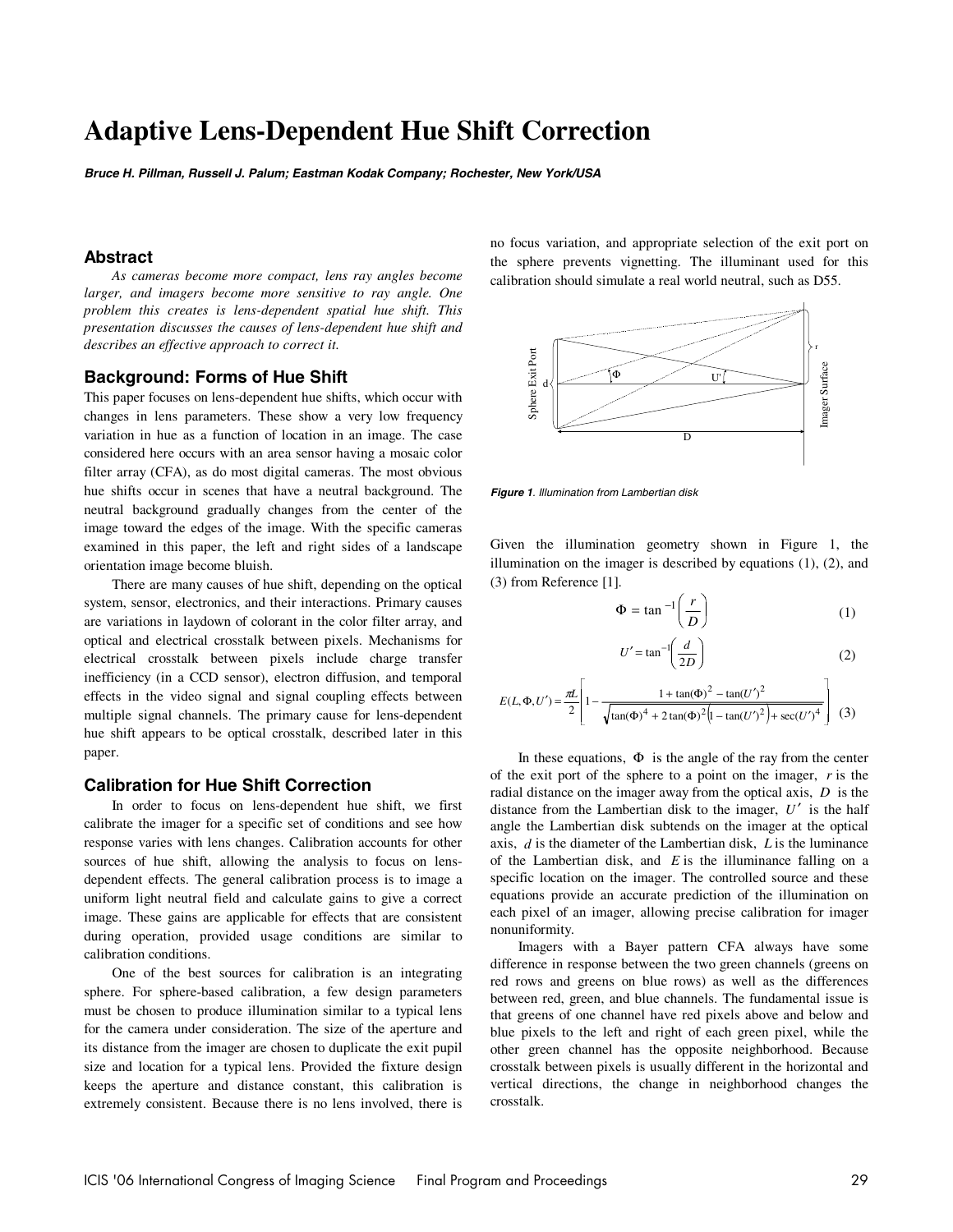# Adaptive Lens-Dependent Hue Shift Correction

***Bruce H. Pillman, Russell J. Palum; Eastman Kodak Company; Rochester, New York/USA***

## Abstract

*As cameras become more compact, lens ray angles become larger, and imagers become more sensitive to ray angle. One problem this creates is lens-dependent spatial hue shift. This presentation discusses the causes of lens-dependent hue shift and describes an effective approach to correct it.*

## Background: Forms of Hue Shift

This paper focuses on lens-dependent hue shifts, which occur with changes in lens parameters. These show a very low frequency variation in hue as a function of location in an image. The case considered here occurs with an area sensor having a mosaic color filter array (CFA), as do most digital cameras. The most obvious hue shifts occur in scenes that have a neutral background. The neutral background gradually changes from the center of the image toward the edges of the image. With the specific cameras examined in this paper, the left and right sides of a landscape orientation image become bluish.

There are many causes of hue shift, depending on the optical system, sensor, electronics, and their interactions. Primary causes are variations in laydown of colorant in the color filter array, and optical and electrical crosstalk between pixels. Mechanisms for electrical crosstalk between pixels include charge transfer inefficiency (in a CCD sensor), electron diffusion, and temporal effects in the video signal and signal coupling effects between multiple signal channels. The primary cause for lens-dependent hue shift appears to be optical crosstalk, described later in this paper.

## Calibration for Hue Shift Correction

In order to focus on lens-dependent hue shift, we first calibrate the imager for a specific set of conditions and see how response varies with lens changes. Calibration accounts for other sources of hue shift, allowing the analysis to focus on lens-dependent effects. The general calibration process is to image a uniform light neutral field and calculate gains to give a correct image. These gains are applicable for effects that are consistent during operation, provided usage conditions are similar to calibration conditions.

One of the best sources for calibration is an integrating sphere. For sphere-based calibration, a few design parameters must be chosen to produce illumination similar to a typical lens for the camera under consideration. The size of the aperture and its distance from the imager are chosen to duplicate the exit pupil size and location for a typical lens. Provided the fixture design keeps the aperture and distance constant, this calibration is extremely consistent. Because there is no lens involved, there is no focus variation, and appropriate selection of the exit port on the sphere prevents vignetting. The illuminant used for this calibration should simulate a real world neutral, such as D55.

***Figure 1****. Illumination from Lambertian disk*

Given the illumination geometry shown in Figure 1, the illumination on the imager is described by equations (1), (2), and (3) from Reference [1].

$$\Phi = \tan^{-1}\left(\frac{r}{D}\right) \tag{1}$$

$$U' = \tan^{-1}\left(\frac{d}{2D}\right) \tag{2}$$

$$E(L,\Phi,U') = \frac{\pi L}{2}\left[1 - \frac{1+\tan(\Phi)^2 - \tan(U')^2}{\sqrt{\tan(\Phi)^4 + 2\tan(\Phi)^2\left(1-\tan(U')^2\right) + \sec(U')^4}}\right] \tag{3}$$

In these equations, $\Phi$ is the angle of the ray from the center of the exit port of the sphere to a point on the imager, $r$ is the radial distance on the imager away from the optical axis, $D$ is the distance from the Lambertian disk to the imager, $U'$ is the half angle the Lambertian disk subtends on the imager at the optical axis, $d$ is the diameter of the Lambertian disk, $L$ is the luminance of the Lambertian disk, and $E$ is the illuminance falling on a specific location on the imager. The controlled source and these equations provide an accurate prediction of the illumination on each pixel of an imager, allowing precise calibration for imager nonuniformity.

Imagers with a Bayer pattern CFA always have some difference in response between the two green channels (greens on red rows and greens on blue rows) as well as the differences between red, green, and blue channels. The fundamental issue is that greens of one channel have red pixels above and below and blue pixels to the left and right of each green pixel, while the other green channel has the opposite neighborhood. Because crosstalk between pixels is usually different in the horizontal and vertical directions, the change in neighborhood changes the crosstalk.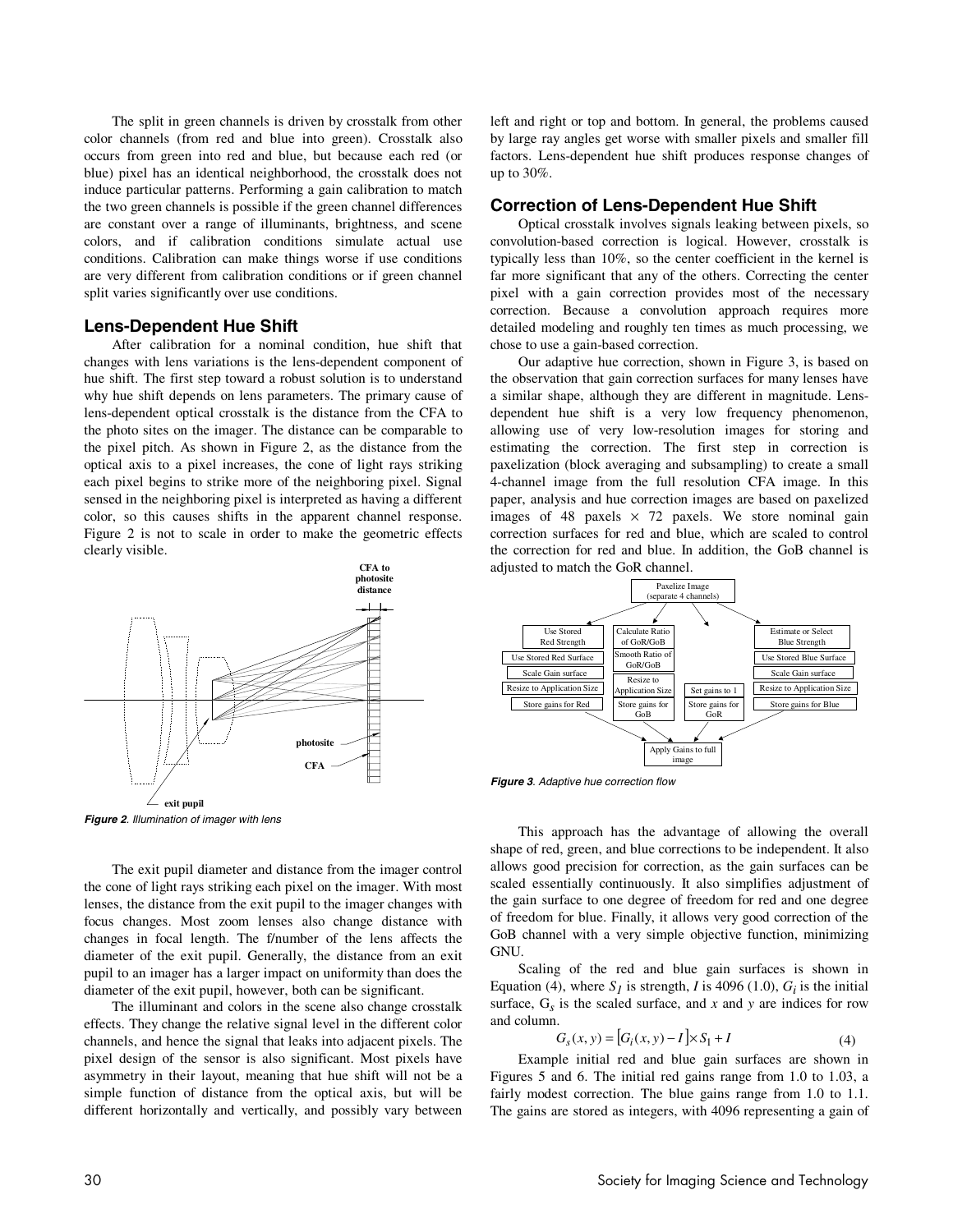The split in green channels is driven by crosstalk from other color channels (from red and blue into green). Crosstalk also occurs from green into red and blue, but because each red (or blue) pixel has an identical neighborhood, the crosstalk does not induce particular patterns. Performing a gain calibration to match the two green channels is possible if the green channel differences are constant over a range of illuminants, brightness, and scene colors, and if calibration conditions simulate actual use conditions. Calibration can make things worse if use conditions are very different from calibration conditions or if green channel split varies significantly over use conditions.

## Lens-Dependent Hue Shift

After calibration for a nominal condition, hue shift that changes with lens variations is the lens-dependent component of hue shift. The first step toward a robust solution is to understand why hue shift depends on lens parameters. The primary cause of lens-dependent optical crosstalk is the distance from the CFA to the photo sites on the imager. The distance can be comparable to the pixel pitch. As shown in Figure 2, as the distance from the optical axis to a pixel increases, the cone of light rays striking each pixel begins to strike more of the neighboring pixel. Signal sensed in the neighboring pixel is interpreted as having a different color, so this causes shifts in the apparent channel response. Figure 2 is not to scale in order to make the geometric effects clearly visible.

*Figure 2. Illumination of imager with lens*

The exit pupil diameter and distance from the imager control the cone of light rays striking each pixel on the imager. With most lenses, the distance from the exit pupil to the imager changes with focus changes. Most zoom lenses also change distance with changes in focal length. The f/number of the lens affects the diameter of the exit pupil. Generally, the distance from an exit pupil to an imager has a larger impact on uniformity than does the diameter of the exit pupil, however, both can be significant.

The illuminant and colors in the scene also change crosstalk effects. They change the relative signal level in the different color channels, and hence the signal that leaks into adjacent pixels. The pixel design of the sensor is also significant. Most pixels have asymmetry in their layout, meaning that hue shift will not be a simple function of distance from the optical axis, but will be different horizontally and vertically, and possibly vary between left and right or top and bottom. In general, the problems caused by large ray angles get worse with smaller pixels and smaller fill factors. Lens-dependent hue shift produces response changes of up to 30%.

## Correction of Lens-Dependent Hue Shift

Optical crosstalk involves signals leaking between pixels, so convolution-based correction is logical. However, crosstalk is typically less than 10%, so the center coefficient in the kernel is far more significant that any of the others. Correcting the center pixel with a gain correction provides most of the necessary correction. Because a convolution approach requires more detailed modeling and roughly ten times as much processing, we chose to use a gain-based correction.

Our adaptive hue correction, shown in Figure 3, is based on the observation that gain correction surfaces for many lenses have a similar shape, although they are different in magnitude. Lens-dependent hue shift is a very low frequency phenomenon, allowing use of very low-resolution images for storing and estimating the correction. The first step in correction is paxelization (block averaging and subsampling) to create a small 4-channel image from the full resolution CFA image. In this paper, analysis and hue correction images are based on paxelized images of 48 paxels × 72 paxels. We store nominal gain correction surfaces for red and blue, which are scaled to control the correction for red and blue. In addition, the GoB channel is adjusted to match the GoR channel.

*Figure 3. Adaptive hue correction flow*

This approach has the advantage of allowing the overall shape of red, green, and blue corrections to be independent. It also allows good precision for correction, as the gain surfaces can be scaled essentially continuously. It also simplifies adjustment of the gain surface to one degree of freedom for red and one degree of freedom for blue. Finally, it allows very good correction of the GoB channel with a very simple objective function, minimizing GNU.

Scaling of the red and blue gain surfaces is shown in Equation (4), where $S_I$ is strength, $I$ is 4096 (1.0), $G_i$ is the initial surface, $G_s$ is the scaled surface, and $x$ and $y$ are indices for row and column.

$$G_s(x, y) = \left[G_i(x, y) - I\right] \times S_1 + I \qquad (4)$$

Example initial red and blue gain surfaces are shown in Figures 5 and 6. The initial red gains range from 1.0 to 1.03, a fairly modest correction. The blue gains range from 1.0 to 1.1. The gains are stored as integers, with 4096 representing a gain of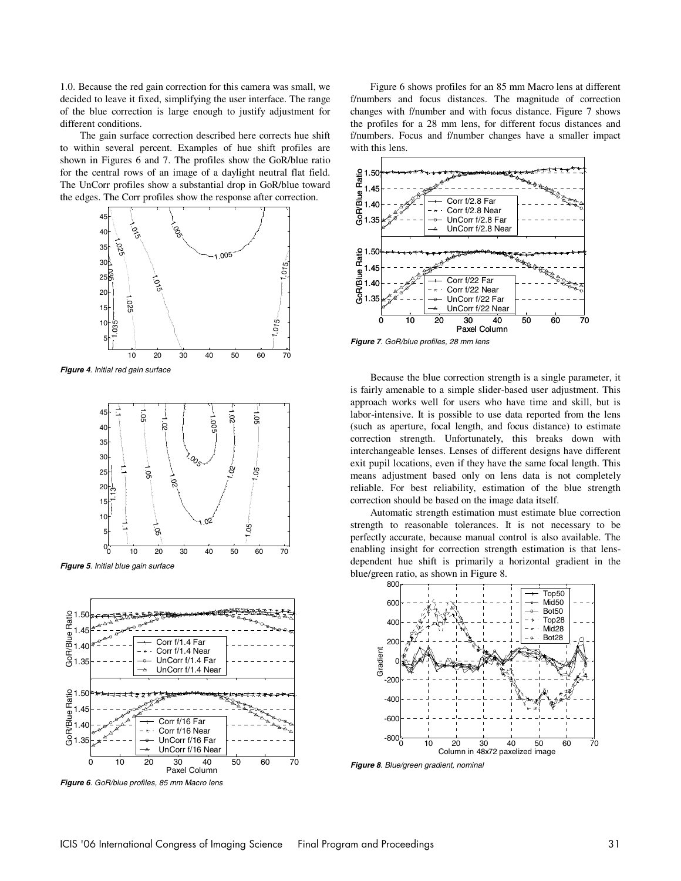1.0. Because the red gain correction for this camera was small, we decided to leave it fixed, simplifying the user interface. The range of the blue correction is large enough to justify adjustment for different conditions.

The gain surface correction described here corrects hue shift to within several percent. Examples of hue shift profiles are shown in Figures 6 and 7. The profiles show the GoR/blue ratio for the central rows of an image of a daylight neutral flat field. The UnCorr profiles show a substantial drop in GoR/blue toward the edges. The Corr profiles show the response after correction.

***Figure 4**. Initial red gain surface*

***Figure 5**. Initial blue gain surface*

***Figure 6**. GoR/blue profiles, 85 mm Macro lens*

Figure 6 shows profiles for an 85 mm Macro lens at different f/numbers and focus distances. The magnitude of correction changes with f/number and with focus distance. Figure 7 shows the profiles for a 28 mm lens, for different focus distances and f/numbers. Focus and f/number changes have a smaller impact with this lens.

***Figure 7**. GoR/blue profiles, 28 mm lens*

Because the blue correction strength is a single parameter, it is fairly amenable to a simple slider-based user adjustment. This approach works well for users who have time and skill, but is labor-intensive. It is possible to use data reported from the lens (such as aperture, focal length, and focus distance) to estimate correction strength. Unfortunately, this breaks down with interchangeable lenses. Lenses of different designs have different exit pupil locations, even if they have the same focal length. This means adjustment based only on lens data is not completely reliable. For best reliability, estimation of the blue strength correction should be based on the image data itself.

Automatic strength estimation must estimate blue correction strength to reasonable tolerances. It is not necessary to be perfectly accurate, because manual control is also available. The enabling insight for correction strength estimation is that lens-dependent hue shift is primarily a horizontal gradient in the blue/green ratio, as shown in Figure 8.

***Figure 8**. Blue/green gradient, nominal*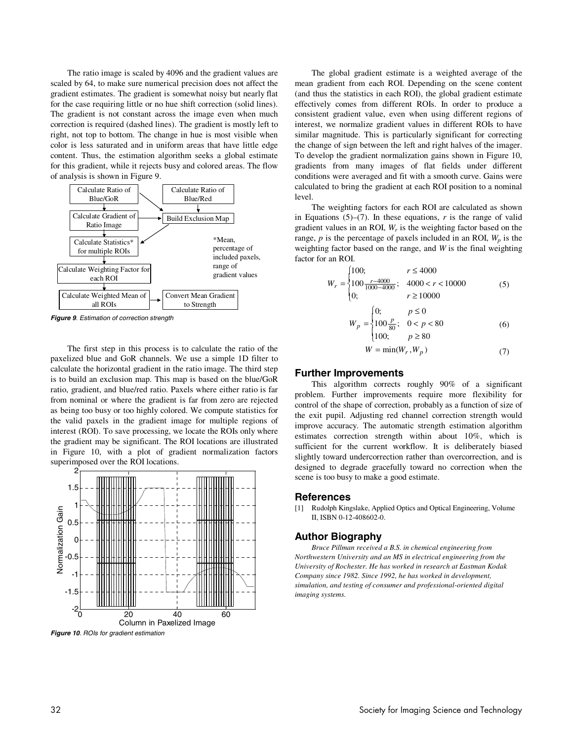The ratio image is scaled by 4096 and the gradient values are scaled by 64, to make sure numerical precision does not affect the gradient estimates. The gradient is somewhat noisy but nearly flat for the case requiring little or no hue shift correction (solid lines). The gradient is not constant across the image even when much correction is required (dashed lines). The gradient is mostly left to right, not top to bottom. The change in hue is most visible when color is less saturated and in uniform areas that have little edge content. Thus, the estimation algorithm seeks a global estimate for this gradient, while it rejects busy and colored areas. The flow of analysis is shown in Figure 9.

Calculate Ratio of Blue/GoR
Calculate Ratio of Blue/Red
Calculate Gradient of Ratio Image
Build Exclusion Map
Calculate Statistics* for multiple ROIs
*Mean, percentage of included paxels, range of gradient values
Calculate Weighting Factor for each ROI
Calculate Weighted Mean of all ROIs
Convert Mean Gradient to Strength

***Figure 9**. Estimation of correction strength*

The first step in this process is to calculate the ratio of the paxelized blue and GoR channels. We use a simple 1D filter to calculate the horizontal gradient in the ratio image. The third step is to build an exclusion map. This map is based on the blue/GoR ratio, gradient, and blue/red ratio. Paxels where either ratio is far from nominal or where the gradient is far from zero are rejected as being too busy or too highly colored. We compute statistics for the valid paxels in the gradient image for multiple regions of interest (ROI). To save processing, we locate the ROIs only where the gradient may be significant. The ROI locations are illustrated in Figure 10, with a plot of gradient normalization factors superimposed over the ROI locations.

Normalization Gain
2
1.5
1
0.5
0
-0.5
-1
-1.5
-2
0
20
40
60
Column in Paxelized Image

***Figure 10**. ROIs for gradient estimation*

The global gradient estimate is a weighted average of the mean gradient from each ROI. Depending on the scene content (and thus the statistics in each ROI), the global gradient estimate effectively comes from different ROIs. In order to produce a consistent gradient value, even when using different regions of interest, we normalize gradient values in different ROIs to have similar magnitude. This is particularly significant for correcting the change of sign between the left and right halves of the imager. To develop the gradient normalization gains shown in Figure 10, gradients from many images of flat fields under different conditions were averaged and fit with a smooth curve. Gains were calculated to bring the gradient at each ROI position to a nominal level.

The weighting factors for each ROI are calculated as shown in Equations (5)–(7). In these equations, $r$ is the range of valid gradient values in an ROI, $W_r$ is the weighting factor based on the range, $p$ is the percentage of paxels included in an ROI, $W_p$ is the weighting factor based on the range, and $W$ is the final weighting factor for an ROI.

$$W_r = \begin{cases} 100; & r \le 4000 \\ 100\frac{r-4000}{1000-4000}; & 4000 < r < 10000 \\ 0; & r \ge 10000 \end{cases} \tag{5}$$

$$W_p = \begin{cases} 0; & p \le 0 \\ 100\frac{p}{80}; & 0 < p < 80 \\ 100; & p \ge 80 \end{cases} \tag{6}$$

$$W = \min(W_r, W_p) \tag{7}$$

## Further Improvements

This algorithm corrects roughly 90% of a significant problem. Further improvements require more flexibility for control of the shape of correction, probably as a function of size of the exit pupil. Adjusting red channel correction strength would improve accuracy. The automatic strength estimation algorithm estimates correction strength within about 10%, which is sufficient for the current workflow. It is deliberately biased slightly toward undercorrection rather than overcorrection, and is designed to degrade gracefully toward no correction when the scene is too busy to make a good estimate.

## References

[1] Rudolph Kingslake, Applied Optics and Optical Engineering, Volume II, ISBN 0-12-408602-0.

## Author Biography

*Bruce Pillman received a B.S. in chemical engineering from Northwestern University and an MS in electrical engineering from the University of Rochester. He has worked in research at Eastman Kodak Company since 1982. Since 1992, he has worked in development, simulation, and testing of consumer and professional-oriented digital imaging systems.*